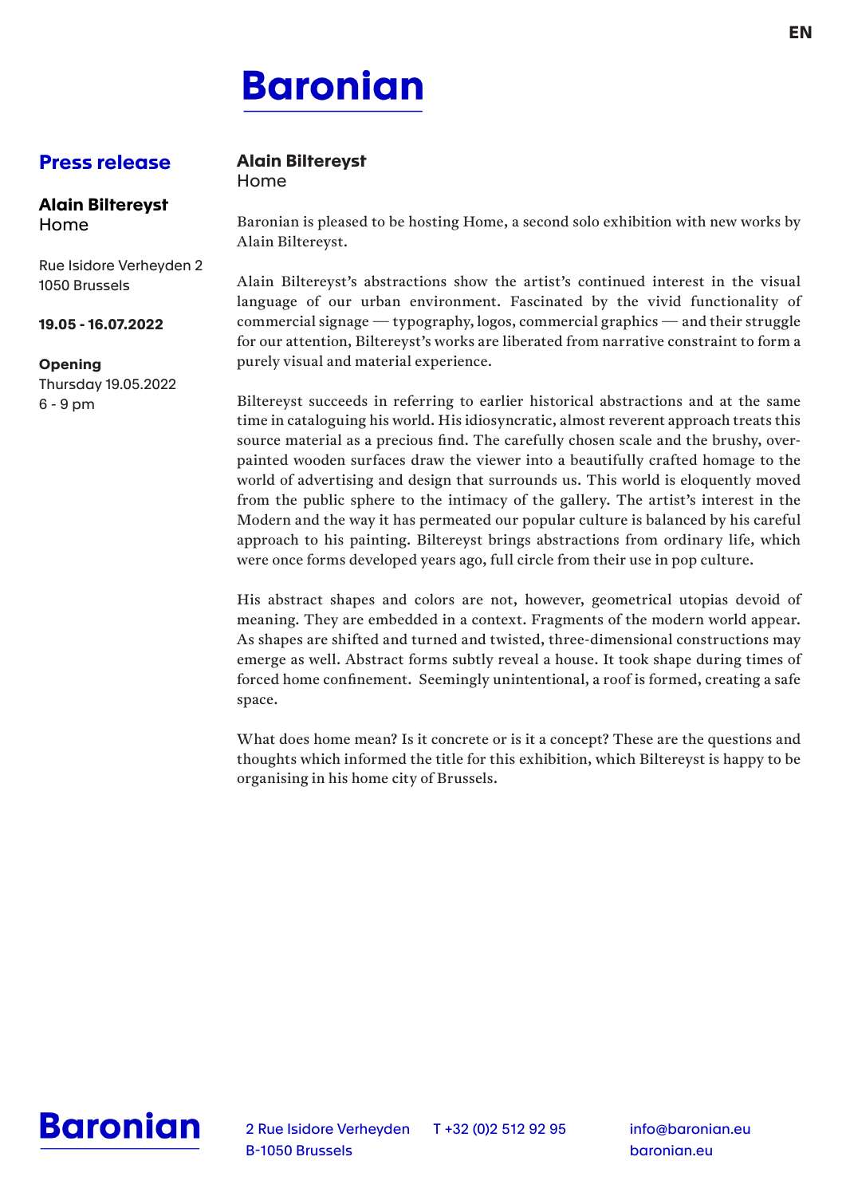EN

# Baronian

## Press release

**Alain Biltereyst**
Home

Rue Isidore Verheyden 2
1050 Brussels

**19.05 - 16.07.2022**

**Opening**
Thursday 19.05.2022
6 - 9 pm

## Alain Biltereyst
Home

Baronian is pleased to be hosting Home, a second solo exhibition with new works by Alain Biltereyst.

Alain Biltereyst's abstractions show the artist's continued interest in the visual language of our urban environment. Fascinated by the vivid functionality of commercial signage — typography, logos, commercial graphics — and their struggle for our attention, Biltereyst's works are liberated from narrative constraint to form a purely visual and material experience.

Biltereyst succeeds in referring to earlier historical abstractions and at the same time in cataloguing his world. His idiosyncratic, almost reverent approach treats this source material as a precious find. The carefully chosen scale and the brushy, over-painted wooden surfaces draw the viewer into a beautifully crafted homage to the world of advertising and design that surrounds us. This world is eloquently moved from the public sphere to the intimacy of the gallery. The artist's interest in the Modern and the way it has permeated our popular culture is balanced by his careful approach to his painting. Biltereyst brings abstractions from ordinary life, which were once forms developed years ago, full circle from their use in pop culture.

His abstract shapes and colors are not, however, geometrical utopias devoid of meaning. They are embedded in a context. Fragments of the modern world appear. As shapes are shifted and turned and twisted, three-dimensional constructions may emerge as well. Abstract forms subtly reveal a house. It took shape during times of forced home confinement. Seemingly unintentional, a roof is formed, creating a safe space.

What does home mean? Is it concrete or is it a concept? These are the questions and thoughts which informed the title for this exhibition, which Biltereyst is happy to be organising in his home city of Brussels.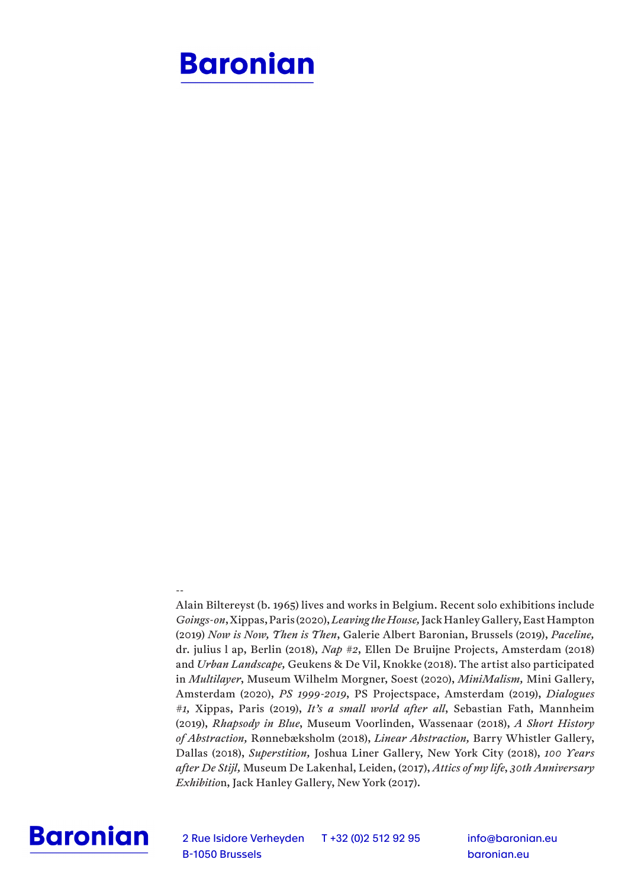--

Alain Biltereyst (b. 1965) lives and works in Belgium. Recent solo exhibitions include *Goings-on*, Xippas, Paris (2020), *Leaving the House,* Jack Hanley Gallery, East Hampton (2019) *Now is Now, Then is Then*, Galerie Albert Baronian, Brussels (2019), *Paceline,* dr. julius l ap, Berlin (2018), *Nap #2*, Ellen De Bruijne Projects, Amsterdam (2018) and *Urban Landscape,* Geukens & De Vil, Knokke (2018). The artist also participated in *Multilayer*, Museum Wilhelm Morgner, Soest (2020), *MiniMalism,* Mini Gallery, Amsterdam (2020), *PS 1999-2019*, PS Projectspace, Amsterdam (2019), *Dialogues #1,* Xippas, Paris (2019), *It's a small world after all*, Sebastian Fath, Mannheim (2019), *Rhapsody in Blue*, Museum Voorlinden, Wassenaar (2018), *A Short History of Abstraction,* Rønnebæksholm (2018), *Linear Abstraction,* Barry Whistler Gallery, Dallas (2018), *Superstition,* Joshua Liner Gallery, New York City (2018), *100 Years after De Stijl,* Museum De Lakenhal, Leiden, (2017), *Attics of my life, 30th Anniversary Exhibitio*n, Jack Hanley Gallery, New York (2017).